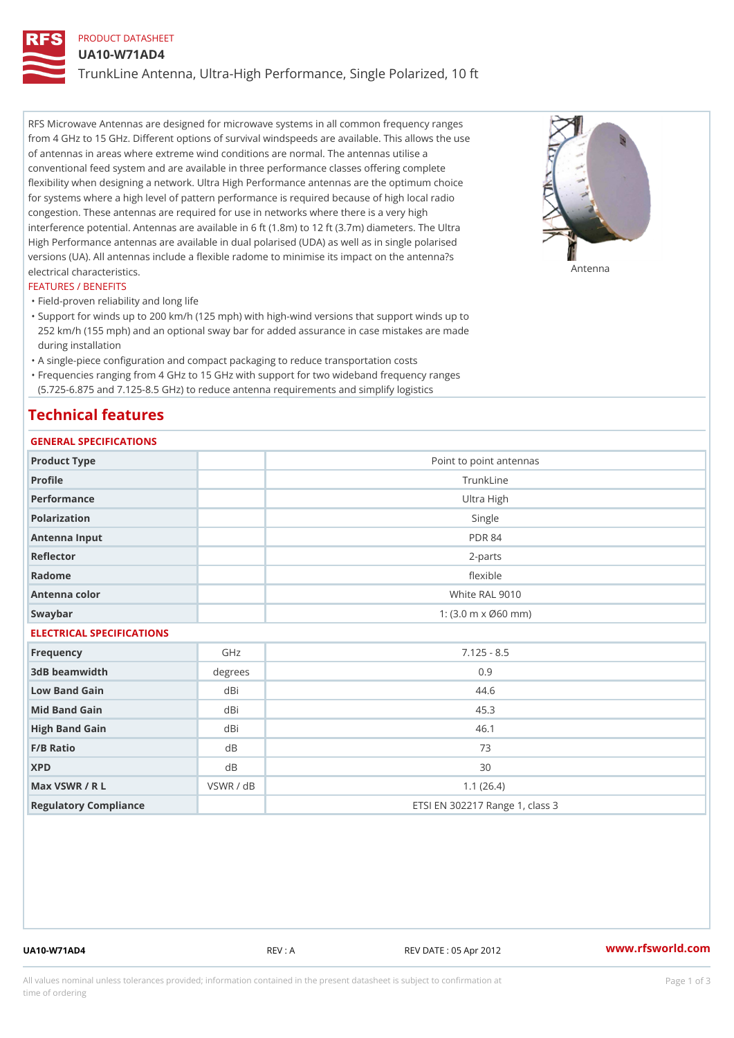PRODUCT DATASHEET

# UA10-W71AD4

## TrunkLine Antenna, Ultra-High Performance, Single Polarized, 10 ft

RFS Microwave Antennas are designed for microwave systems in all common frequency ranges from 4 GHz to 15 GHz. Different options of survival windspeeds are available. This allows the use of antennas in areas where extreme wind conditions are normal. The antennas utilise a conventional feed system and are available in three performance classes offering complete flexibility when designing a network. Ultra High Performance antennas are the optimum choice for systems where a high level of pattern performance is required because of high local radio congestion. These antennas are required for use in networks where there is a very high interference potential. Antennas are available in 6 ft (1.8m) to 12 ft (3.7m) diameters. The Ultra High Performance antennas are available in dual polarised (UDA) as well as in single polarised versions (UA). All antennas include a flexible radome to minimise its impact on the antenna?s electrical characteristics.

Antenna

### FEATURES / BENEFITS

- Field-proven reliability and long life
- Support for winds up to 200 km/h (125 mph) with high-wind versions that support winds up to 252 km/h (155 mph) and an optional sway bar for added assurance in case mistakes are made during installation
- A single-piece configuration and compact packaging to reduce transportation costs
- Frequencies ranging from 4 GHz to 15 GHz with support for two wideband frequency ranges (5.725-6.875 and 7.125-8.5 GHz) to reduce antenna requirements and simplify logistics

## Technical features

### GENERAL SPECIFICATIONS

| | | |
|---|---|---|
| Product Type | | Point to point antennas |
| Profile | | TrunkLine |
| Performance | | Ultra High |
| Polarization | | Single |
| Antenna Input | | PDR 84 |
| Reflector | | 2-parts |
| Radome | | flexible |
| Antenna color | | White RAL 9010 |
| Swaybar | | 1: (3.0 m x Ø60 mm) |

### ELECTRICAL SPECIFICATIONS

| | | |
|---|---|---|
| Frequency | GHz | 7.125 - 8.5 |
| 3dB beamwidth | degrees | 0.9 |
| Low Band Gain | dBi | 44.6 |
| Mid Band Gain | dBi | 45.3 |
| High Band Gain | dBi | 46.1 |
| F/B Ratio | dB | 73 |
| XPD | dB | 30 |
| Max VSWR / R L | VSWR / dB | 1.1 (26.4) |
| Regulatory Compliance | | ETSI EN 302217 Range 1, class 3 |

UA10-W71AD4 REV : A REV DATE : 05 Apr 2012 www.rfsworld.com

All values nominal unless tolerances provided; information contained in the present datasheet is subject to confirmation at time of ordering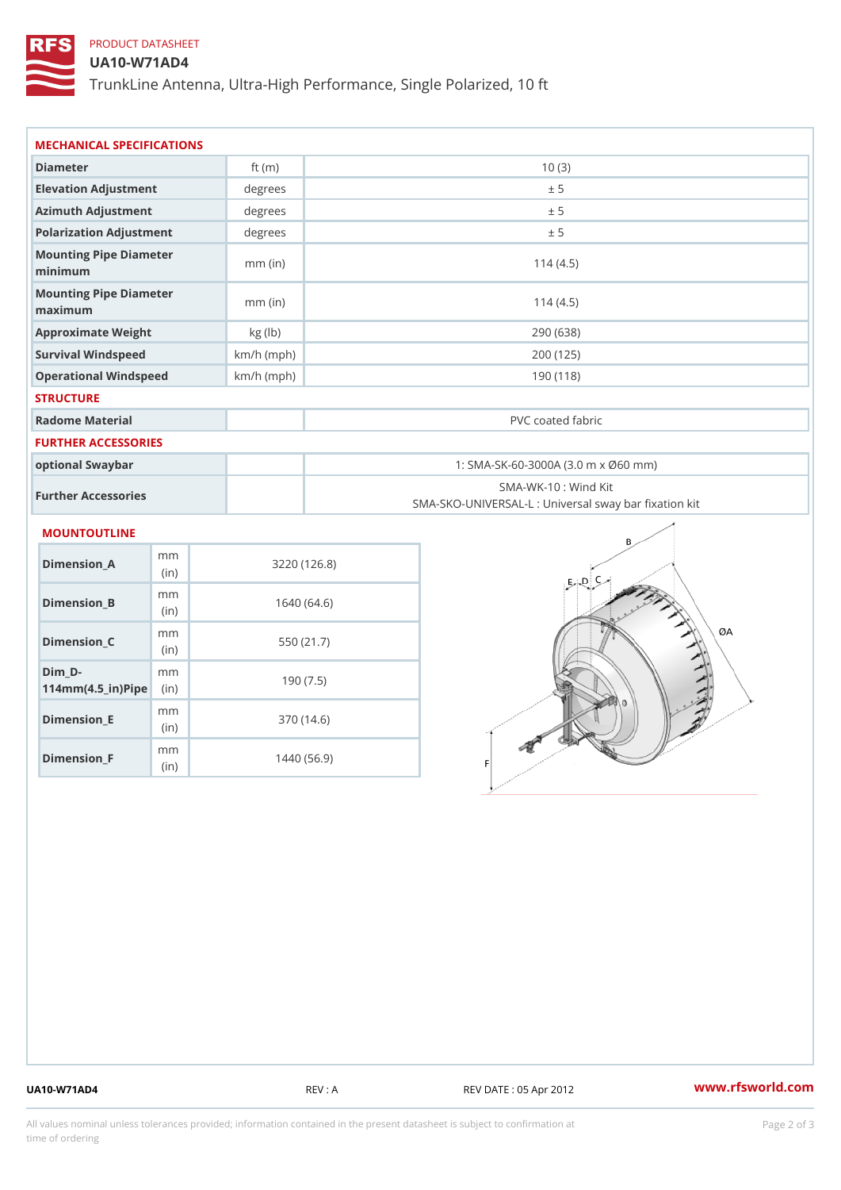PRODUCT DATASHEET

# UA10-W71AD4

TrunkLine Antenna, Ultra-High Performance, Single Polarized, 10 ft

## MECHANICAL SPECIFICATIONS

| | | |
|---|---|---|
| Diameter | ft (m) | 10 (3) |
| Elevation Adjustment | degrees | ± 5 |
| Azimuth Adjustment | degrees | ± 5 |
| Polarization Adjustment | degrees | ± 5 |
| Mounting Pipe Diameter minimum | mm (in) | 114 (4.5) |
| Mounting Pipe Diameter maximum | mm (in) | 114 (4.5) |
| Approximate Weight | kg (lb) | 290 (638) |
| Survival Windspeed | km/h (mph) | 200 (125) |
| Operational Windspeed | km/h (mph) | 190 (118) |

## STRUCTURE

| | | |
|---|---|---|
| Radome Material | | PVC coated fabric |

## FURTHER ACCESSORIES

| | | |
|---|---|---|
| optional Swaybar | | 1: SMA-SK-60-3000A (3.0 m x Ø60 mm) |
| Further Accessories | | SMA-WK-10 : Wind Kit<br>SMA-SKO-UNIVERSAL-L : Universal sway bar fixation kit |

## MOUNTOUTLINE

| | | |
|---|---|---|
| Dimension_A | mm (in) | 3220 (126.8) |
| Dimension_B | mm (in) | 1640 (64.6) |
| Dimension_C | mm (in) | 550 (21.7) |
| Dim_D-114mm(4.5_in)Pipe | mm (in) | 190 (7.5) |
| Dimension_E | mm (in) | 370 (14.6) |
| Dimension_F | mm (in) | 1440 (56.9) |

UA10-W71AD4 REV : A REV DATE : 05 Apr 2012 www.rfsworld.com

All values nominal unless tolerances provided; information contained in the present datasheet is subject to confirmation at time of ordering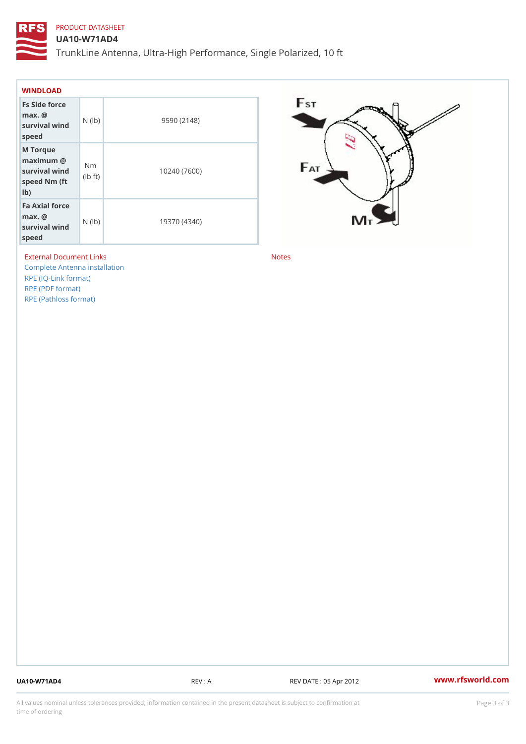PRODUCT DATASHEET

# UA10-W71AD4

TrunkLine Antenna, Ultra-High Performance, Single Polarized, 10 ft

## WINDLOAD

| | | |
|---|---|---|
| Fs Side force max. @ survival wind speed | N (lb) | 9590 (2148) |
| M Torque maximum @ survival wind speed Nm (ft lb) | Nm (lb ft) | 10240 (7600) |
| Fa Axial force max. @ survival wind speed | N (lb) | 19370 (4340) |

FST

FAT

MT

External Document Links

Complete Antenna installation

RPE (IQ-Link format)

RPE (PDF format)

RPE (Pathloss format)

Notes

UA10-W71AD4 REV : A REV DATE : 05 Apr 2012 www.rfsworld.com

All values nominal unless tolerances provided; information contained in the present datasheet is subject to confirmation at time of ordering